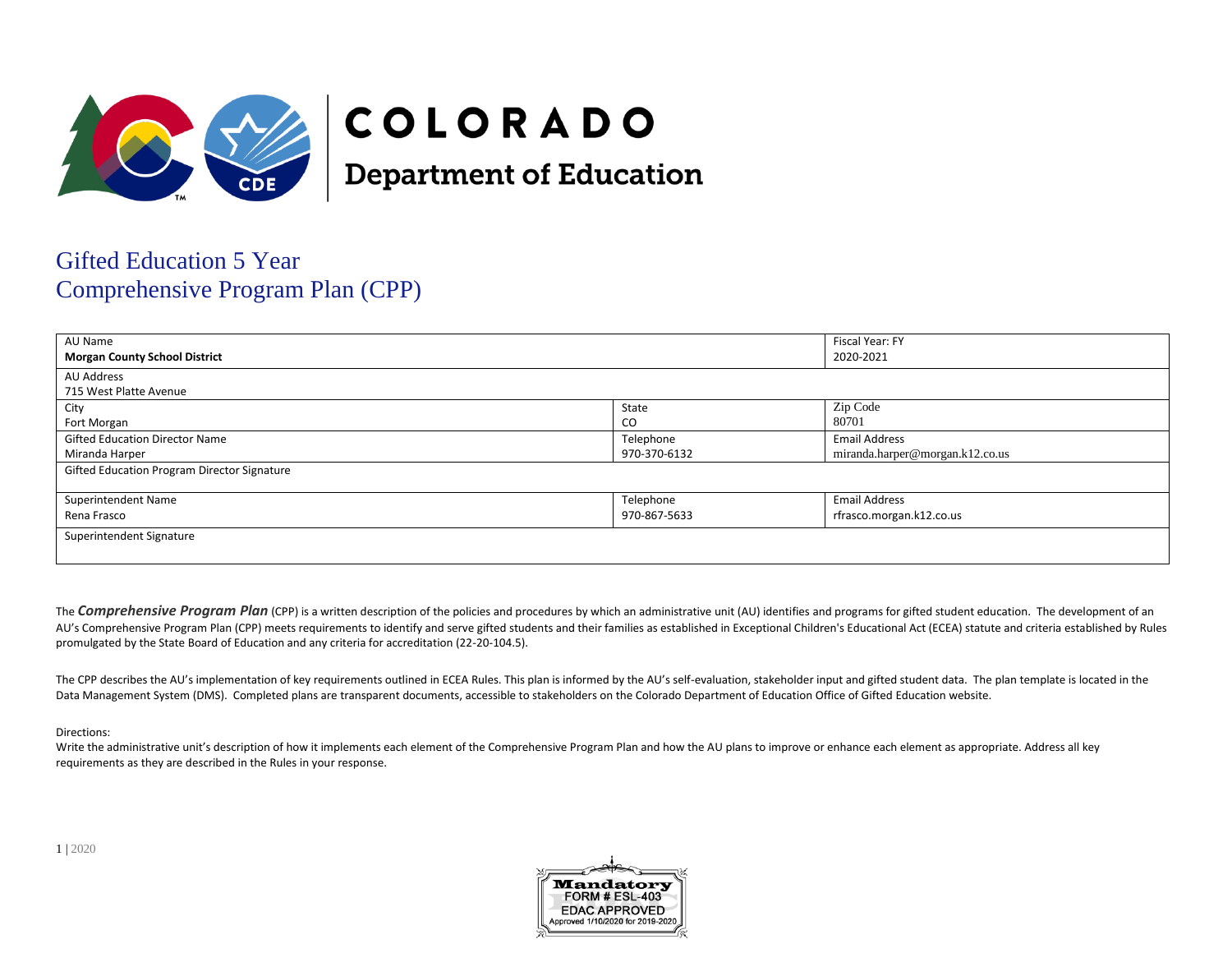# COLORADO Department of Education

## Gifted Education 5 Year Comprehensive Program Plan (CPP)

| AU Name<br>**Morgan County School District** | | Fiscal Year: FY<br>2020-2021 |
|---|---|---|
| AU Address<br>715 West Platte Avenue | | |
| City<br>Fort Morgan | State<br>CO | Zip Code<br>80701 |
| Gifted Education Director Name<br>Miranda Harper | Telephone<br>970-370-6132 | Email Address<br>miranda.harper@morgan.k12.co.us |
| Gifted Education Program Director Signature | | |
| Superintendent Name<br>Rena Frasco | Telephone<br>970-867-5633 | Email Address<br>rfrasco.morgan.k12.co.us |
| Superintendent Signature | | |

The ***Comprehensive Program Plan*** (CPP) is a written description of the policies and procedures by which an administrative unit (AU) identifies and programs for gifted student education. The development of an AU's Comprehensive Program Plan (CPP) meets requirements to identify and serve gifted students and their families as established in Exceptional Children's Educational Act (ECEA) statute and criteria established by Rules promulgated by the State Board of Education and any criteria for accreditation (22-20-104.5).

The CPP describes the AU's implementation of key requirements outlined in ECEA Rules. This plan is informed by the AU's self-evaluation, stakeholder input and gifted student data. The plan template is located in the Data Management System (DMS). Completed plans are transparent documents, accessible to stakeholders on the Colorado Department of Education Office of Gifted Education website.

Directions:
Write the administrative unit's description of how it implements each element of the Comprehensive Program Plan and how the AU plans to improve or enhance each element as appropriate. Address all key requirements as they are described in the Rules in your response.

Mandatory FORM # ESL-403 EDAC APPROVED Approved 1/10/2020 for 2019-2020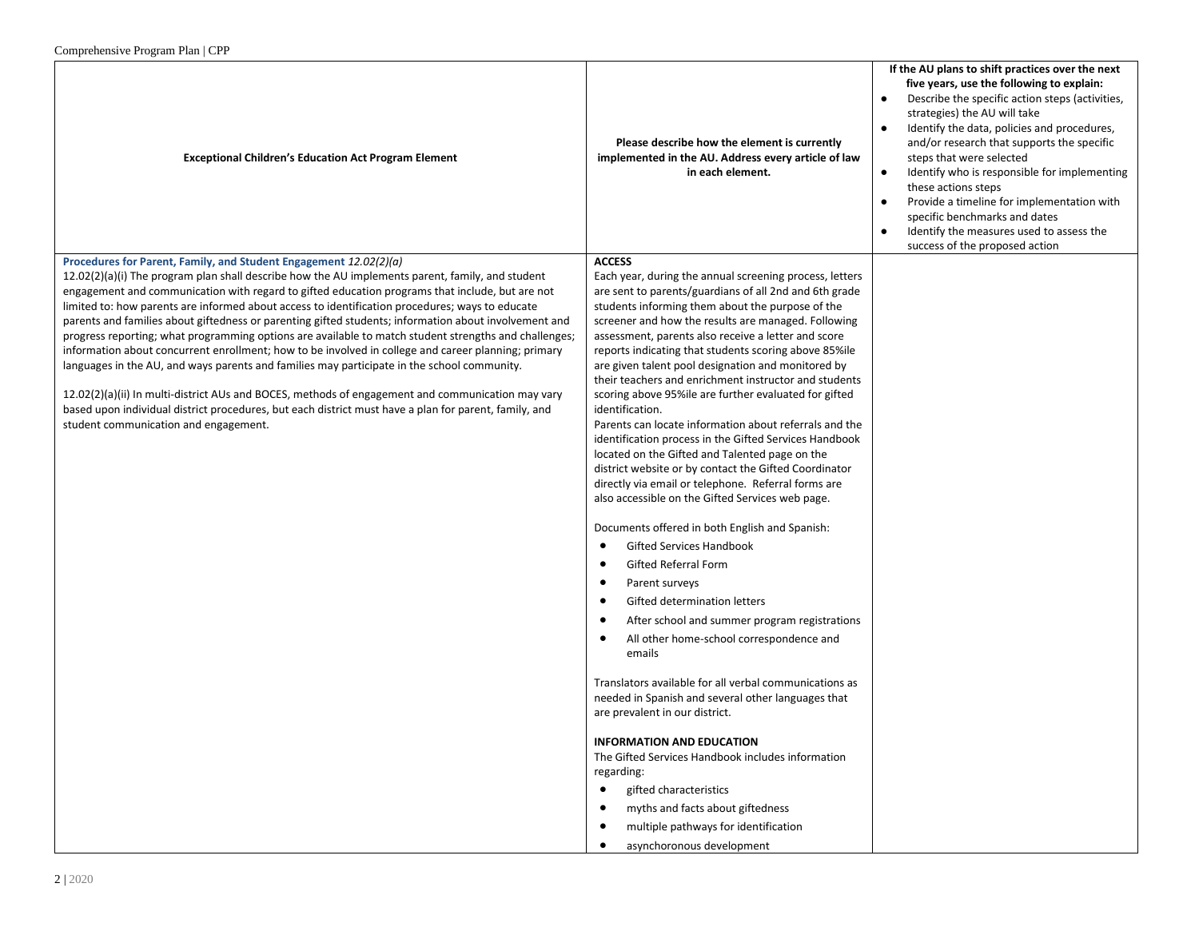| Exceptional Children's Education Act Program Element | Please describe how the element is currently implemented in the AU. Address every article of law in each element. | If the AU plans to shift practices over the next five years, use the following to explain:<br>• Describe the specific action steps (activities, strategies) the AU will take<br>• Identify the data, policies and procedures, and/or research that supports the specific steps that were selected<br>• Identify who is responsible for implementing these actions steps<br>• Provide a timeline for implementation with specific benchmarks and dates<br>• Identify the measures used to assess the success of the proposed action |
|---|---|---|
| **Procedures for Parent, Family, and Student Engagement** *12.02(2)(a)*<br>12.02(2)(a)(i) The program plan shall describe how the AU implements parent, family, and student engagement and communication with regard to gifted education programs that include, but are not limited to: how parents are informed about access to identification procedures; ways to educate parents and families about giftedness or parenting gifted students; information about involvement and progress reporting; what programming options are available to match student strengths and challenges; information about concurrent enrollment; how to be involved in college and career planning; primary languages in the AU, and ways parents and families may participate in the school community.<br><br>12.02(2)(a)(ii) In multi-district AUs and BOCES, methods of engagement and communication may vary based upon individual district procedures, but each district must have a plan for parent, family, and student communication and engagement. | **ACCESS**<br>Each year, during the annual screening process, letters are sent to parents/guardians of all 2nd and 6th grade students informing them about the purpose of the screener and how the results are managed. Following assessment, parents also receive a letter and score reports indicating that students scoring above 85%ile are given talent pool designation and monitored by their teachers and enrichment instructor and students scoring above 95%ile are further evaluated for gifted identification.<br>Parents can locate information about referrals and the identification process in the Gifted Services Handbook located on the Gifted and Talented page on the district website or by contact the Gifted Coordinator directly via email or telephone. Referral forms are also accessible on the Gifted Services web page.<br><br>Documents offered in both English and Spanish:<br>• Gifted Services Handbook<br>• Gifted Referral Form<br>• Parent surveys<br>• Gifted determination letters<br>• After school and summer program registrations<br>• All other home-school correspondence and emails<br><br>Translators available for all verbal communications as needed in Spanish and several other languages that are prevalent in our district.<br><br>**INFORMATION AND EDUCATION**<br>The Gifted Services Handbook includes information regarding:<br>• gifted characteristics<br>• myths and facts about giftedness<br>• multiple pathways for identification<br>• asynchoronous development | |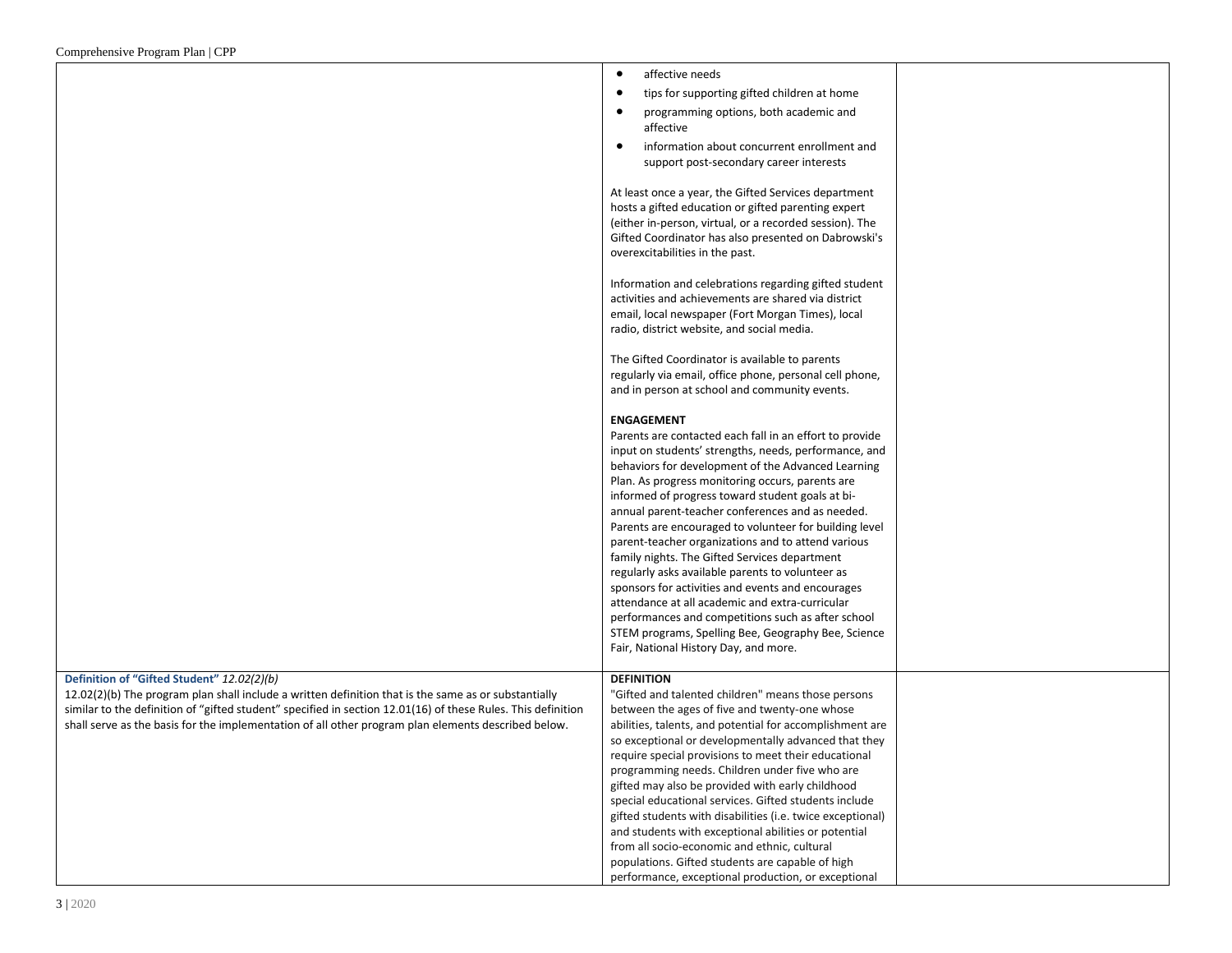| | | |
|---|---|---|
| | • affective needs<br>• tips for supporting gifted children at home<br>• programming options, both academic and affective<br>• information about concurrent enrollment and support post-secondary career interests<br><br>At least once a year, the Gifted Services department hosts a gifted education or gifted parenting expert (either in-person, virtual, or a recorded session). The Gifted Coordinator has also presented on Dabrowski's overexcitabilities in the past.<br><br>Information and celebrations regarding gifted student activities and achievements are shared via district email, local newspaper (Fort Morgan Times), local radio, district website, and social media.<br><br>The Gifted Coordinator is available to parents regularly via email, office phone, personal cell phone, and in person at school and community events.<br><br>**ENGAGEMENT**<br>Parents are contacted each fall in an effort to provide input on students' strengths, needs, performance, and behaviors for development of the Advanced Learning Plan. As progress monitoring occurs, parents are informed of progress toward student goals at bi-annual parent-teacher conferences and as needed. Parents are encouraged to volunteer for building level parent-teacher organizations and to attend various family nights. The Gifted Services department regularly asks available parents to volunteer as sponsors for activities and events and encourages attendance at all academic and extra-curricular performances and competitions such as after school STEM programs, Spelling Bee, Geography Bee, Science Fair, National History Day, and more. | |
| **Definition of "Gifted Student"** *12.02(2)(b)*<br>12.02(2)(b) The program plan shall include a written definition that is the same as or substantially similar to the definition of "gifted student" specified in section 12.01(16) of these Rules. This definition shall serve as the basis for the implementation of all other program plan elements described below. | **DEFINITION**<br>"Gifted and talented children" means those persons between the ages of five and twenty-one whose abilities, talents, and potential for accomplishment are so exceptional or developmentally advanced that they require special provisions to meet their educational programming needs. Children under five who are gifted may also be provided with early childhood special educational services. Gifted students include gifted students with disabilities (i.e. twice exceptional) and students with exceptional abilities or potential from all socio-economic and ethnic, cultural populations. Gifted students are capable of high performance, exceptional production, or exceptional | |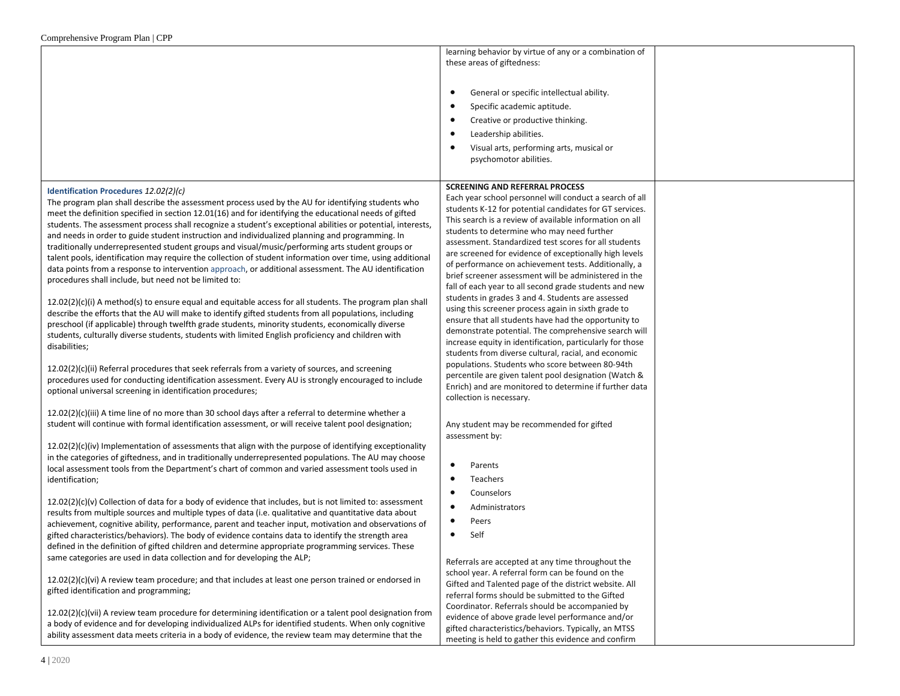| | | |
|---|---|---|
| | learning behavior by virtue of any or a combination of these areas of giftedness:<br><br>• General or specific intellectual ability.<br>• Specific academic aptitude.<br>• Creative or productive thinking.<br>• Leadership abilities.<br>• Visual arts, performing arts, musical or psychomotor abilities. | |
| **Identification Procedures** *12.02(2)(c)*<br>The program plan shall describe the assessment process used by the AU for identifying students who meet the definition specified in section 12.01(16) and for identifying the educational needs of gifted students. The assessment process shall recognize a student's exceptional abilities or potential, interests, and needs in order to guide student instruction and individualized planning and programming. In traditionally underrepresented student groups and visual/music/performing arts student groups or talent pools, identification may require the collection of student information over time, using additional data points from a response to intervention approach, or additional assessment. The AU identification procedures shall include, but need not be limited to:<br><br>12.02(2)(c)(i) A method(s) to ensure equal and equitable access for all students. The program plan shall describe the efforts that the AU will make to identify gifted students from all populations, including preschool (if applicable) through twelfth grade students, minority students, economically diverse students, culturally diverse students, students with limited English proficiency and children with disabilities;<br><br>12.02(2)(c)(ii) Referral procedures that seek referrals from a variety of sources, and screening procedures used for conducting identification assessment. Every AU is strongly encouraged to include optional universal screening in identification procedures;<br><br>12.02(2)(c)(iii) A time line of no more than 30 school days after a referral to determine whether a student will continue with formal identification assessment, or will receive talent pool designation;<br><br>12.02(2)(c)(iv) Implementation of assessments that align with the purpose of identifying exceptionality in the categories of giftedness, and in traditionally underrepresented populations. The AU may choose local assessment tools from the Department's chart of common and varied assessment tools used in identification;<br><br>12.02(2)(c)(v) Collection of data for a body of evidence that includes, but is not limited to: assessment results from multiple sources and multiple types of data (i.e. qualitative and quantitative data about achievement, cognitive ability, performance, parent and teacher input, motivation and observations of gifted characteristics/behaviors). The body of evidence contains data to identify the strength area defined in the definition of gifted children and determine appropriate programming services. These same categories are used in data collection and for developing the ALP;<br><br>12.02(2)(c)(vi) A review team procedure; and that includes at least one person trained or endorsed in gifted identification and programming;<br><br>12.02(2)(c)(vii) A review team procedure for determining identification or a talent pool designation from a body of evidence and for developing individualized ALPs for identified students. When only cognitive ability assessment data meets criteria in a body of evidence, the review team may determine that the | **SCREENING AND REFERRAL PROCESS**<br>Each year school personnel will conduct a search of all students K-12 for potential candidates for GT services. This search is a review of available information on all students to determine who may need further assessment. Standardized test scores for all students are screened for evidence of exceptionally high levels of performance on achievement tests. Additionally, a brief screener assessment will be administered in the fall of each year to all second grade students and new students in grades 3 and 4. Students are assessed using this screener process again in sixth grade to ensure that all students have had the opportunity to demonstrate potential. The comprehensive search will increase equity in identification, particularly for those students from diverse cultural, racial, and economic populations. Students who score between 80-94th percentile are given talent pool designation (Watch & Enrich) and are monitored to determine if further data collection is necessary.<br><br>Any student may be recommended for gifted assessment by:<br><br>• Parents<br>• Teachers<br>• Counselors<br>• Administrators<br>• Peers<br>• Self<br><br>Referrals are accepted at any time throughout the school year. A referral form can be found on the Gifted and Talented page of the district website. All referral forms should be submitted to the Gifted Coordinator. Referrals should be accompanied by evidence of above grade level performance and/or gifted characteristics/behaviors. Typically, an MTSS meeting is held to gather this evidence and confirm | |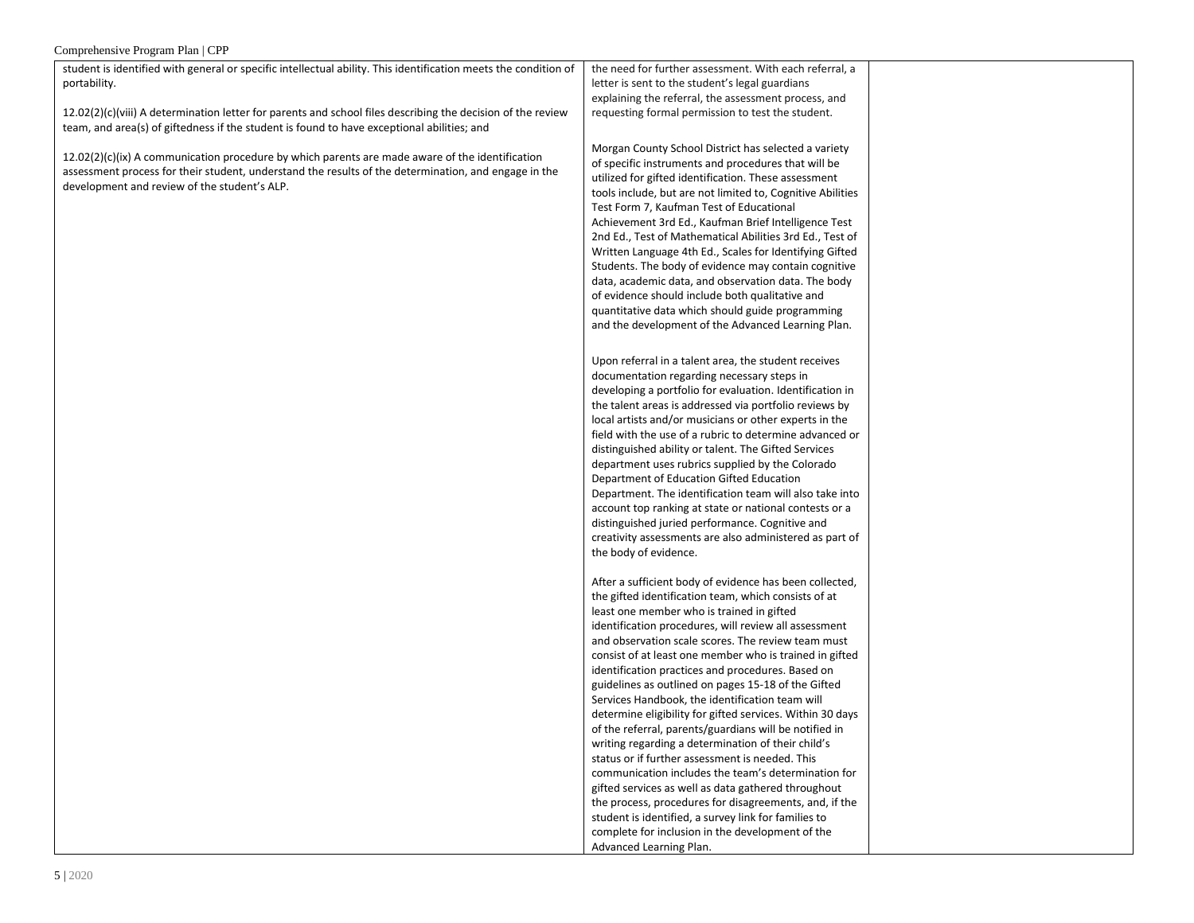| | | |
|---|---|---|
| student is identified with general or specific intellectual ability. This identification meets the condition of portability.<br><br>12.02(2)(c)(viii) A determination letter for parents and school files describing the decision of the review team, and area(s) of giftedness if the student is found to have exceptional abilities; and<br><br>12.02(2)(c)(ix) A communication procedure by which parents are made aware of the identification assessment process for their student, understand the results of the determination, and engage in the development and review of the student's ALP. | the need for further assessment. With each referral, a letter is sent to the student's legal guardians explaining the referral, the assessment process, and requesting formal permission to test the student.<br><br>Morgan County School District has selected a variety of specific instruments and procedures that will be utilized for gifted identification. These assessment tools include, but are not limited to, Cognitive Abilities Test Form 7, Kaufman Test of Educational Achievement 3rd Ed., Kaufman Brief Intelligence Test 2nd Ed., Test of Mathematical Abilities 3rd Ed., Test of Written Language 4th Ed., Scales for Identifying Gifted Students. The body of evidence may contain cognitive data, academic data, and observation data. The body of evidence should include both qualitative and quantitative data which should guide programming and the development of the Advanced Learning Plan.<br><br>Upon referral in a talent area, the student receives documentation regarding necessary steps in developing a portfolio for evaluation. Identification in the talent areas is addressed via portfolio reviews by local artists and/or musicians or other experts in the field with the use of a rubric to determine advanced or distinguished ability or talent. The Gifted Services department uses rubrics supplied by the Colorado Department of Education Gifted Education Department. The identification team will also take into account top ranking at state or national contests or a distinguished juried performance. Cognitive and creativity assessments are also administered as part of the body of evidence.<br><br>After a sufficient body of evidence has been collected, the gifted identification team, which consists of at least one member who is trained in gifted identification procedures, will review all assessment and observation scale scores. The review team must consist of at least one member who is trained in gifted identification practices and procedures. Based on guidelines as outlined on pages 15-18 of the Gifted Services Handbook, the identification team will determine eligibility for gifted services. Within 30 days of the referral, parents/guardians will be notified in writing regarding a determination of their child's status or if further assessment is needed. This communication includes the team's determination for gifted services as well as data gathered throughout the process, procedures for disagreements, and, if the student is identified, a survey link for families to complete for inclusion in the development of the Advanced Learning Plan. | |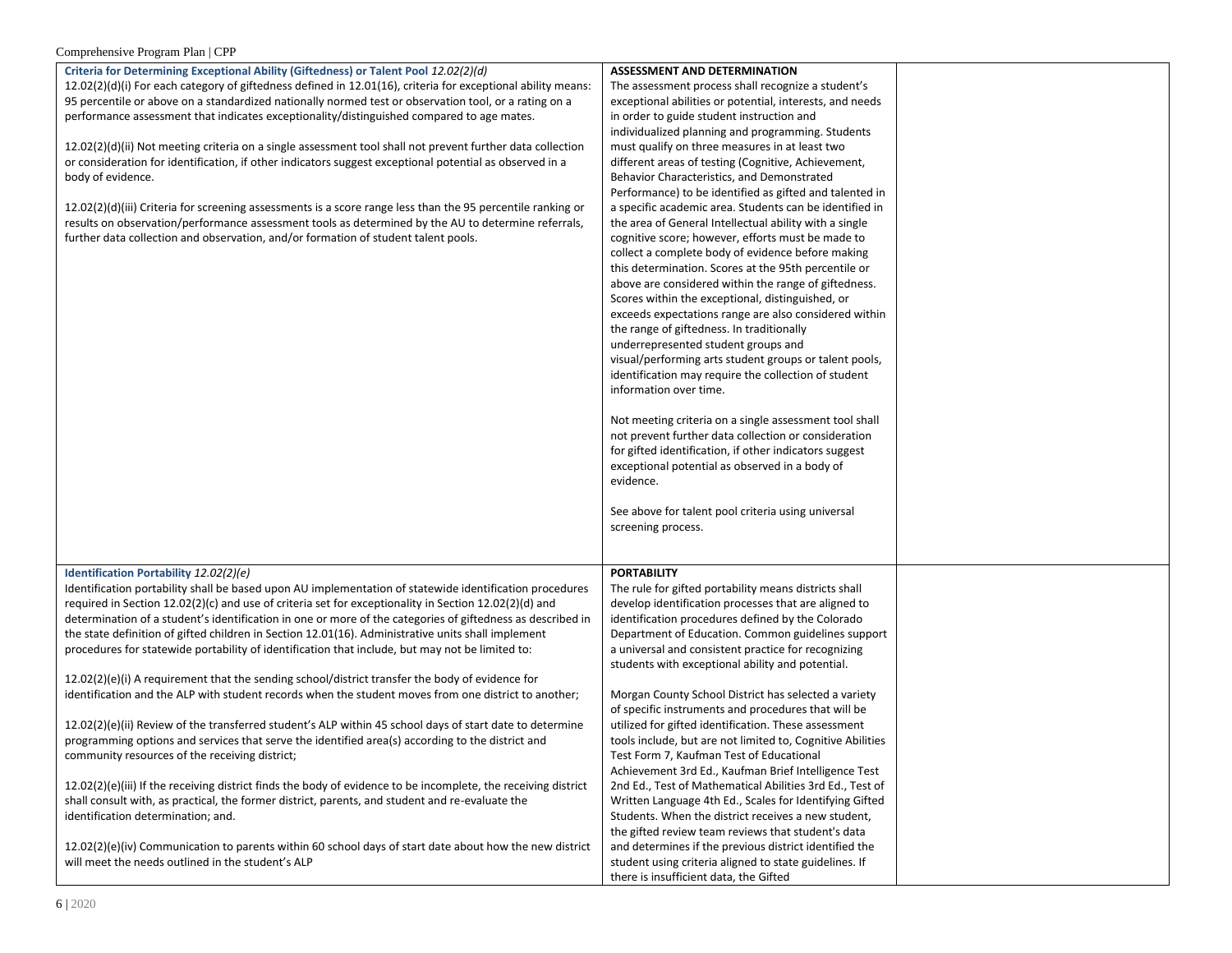| | | |
|---|---|---|
| **Criteria for Determining Exceptional Ability (Giftedness) or Talent Pool** *12.02(2)(d)*<br>12.02(2)(d)(i) For each category of giftedness defined in 12.01(16), criteria for exceptional ability means: 95 percentile or above on a standardized nationally normed test or observation tool, or a rating on a performance assessment that indicates exceptionality/distinguished compared to age mates.<br><br>12.02(2)(d)(ii) Not meeting criteria on a single assessment tool shall not prevent further data collection or consideration for identification, if other indicators suggest exceptional potential as observed in a body of evidence.<br><br>12.02(2)(d)(iii) Criteria for screening assessments is a score range less than the 95 percentile ranking or results on observation/performance assessment tools as determined by the AU to determine referrals, further data collection and observation, and/or formation of student talent pools. | **ASSESSMENT AND DETERMINATION**<br>The assessment process shall recognize a student's exceptional abilities or potential, interests, and needs in order to guide student instruction and individualized planning and programming. Students must qualify on three measures in at least two different areas of testing (Cognitive, Achievement, Behavior Characteristics, and Demonstrated Performance) to be identified as gifted and talented in a specific academic area. Students can be identified in the area of General Intellectual ability with a single cognitive score; however, efforts must be made to collect a complete body of evidence before making this determination. Scores at the 95th percentile or above are considered within the range of giftedness. Scores within the exceptional, distinguished, or exceeds expectations range are also considered within the range of giftedness. In traditionally underrepresented student groups and visual/performing arts student groups or talent pools, identification may require the collection of student information over time.<br><br>Not meeting criteria on a single assessment tool shall not prevent further data collection or consideration for gifted identification, if other indicators suggest exceptional potential as observed in a body of evidence.<br><br>See above for talent pool criteria using universal screening process. | |
| **Identification Portability** *12.02(2)(e)*<br>Identification portability shall be based upon AU implementation of statewide identification procedures required in Section 12.02(2)(c) and use of criteria set for exceptionality in Section 12.02(2)(d) and determination of a student's identification in one or more of the categories of giftedness as described in the state definition of gifted children in Section 12.01(16). Administrative units shall implement procedures for statewide portability of identification that include, but may not be limited to:<br><br>12.02(2)(e)(i) A requirement that the sending school/district transfer the body of evidence for identification and the ALP with student records when the student moves from one district to another;<br><br>12.02(2)(e)(ii) Review of the transferred student's ALP within 45 school days of start date to determine programming options and services that serve the identified area(s) according to the district and community resources of the receiving district;<br><br>12.02(2)(e)(iii) If the receiving district finds the body of evidence to be incomplete, the receiving district shall consult with, as practical, the former district, parents, and student and re-evaluate the identification determination; and.<br><br>12.02(2)(e)(iv) Communication to parents within 60 school days of start date about how the new district will meet the needs outlined in the student's ALP | **PORTABILITY**<br>The rule for gifted portability means districts shall develop identification processes that are aligned to identification procedures defined by the Colorado Department of Education. Common guidelines support a universal and consistent practice for recognizing students with exceptional ability and potential.<br><br>Morgan County School District has selected a variety of specific instruments and procedures that will be utilized for gifted identification. These assessment tools include, but are not limited to, Cognitive Abilities Test Form 7, Kaufman Test of Educational Achievement 3rd Ed., Kaufman Brief Intelligence Test 2nd Ed., Test of Mathematical Abilities 3rd Ed., Test of Written Language 4th Ed., Scales for Identifying Gifted Students. When the district receives a new student, the gifted review team reviews that student's data and determines if the previous district identified the student using criteria aligned to state guidelines. If there is insufficient data, the Gifted | |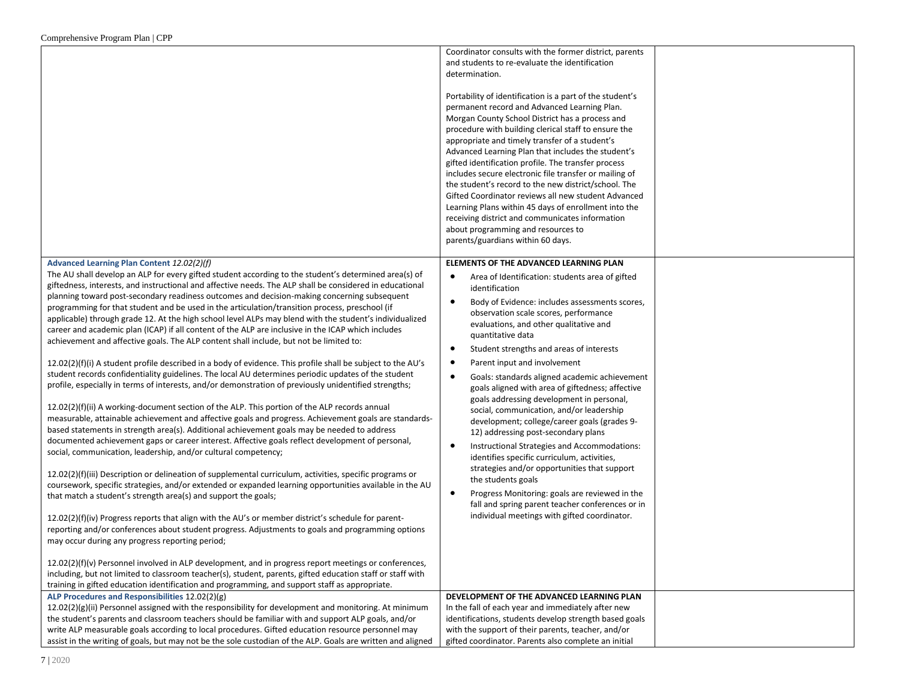| | | |
|---|---|---|
| | Coordinator consults with the former district, parents and students to re-evaluate the identification determination.<br><br>Portability of identification is a part of the student's permanent record and Advanced Learning Plan. Morgan County School District has a process and procedure with building clerical staff to ensure the appropriate and timely transfer of a student's Advanced Learning Plan that includes the student's gifted identification profile. The transfer process includes secure electronic file transfer or mailing of the student's record to the new district/school. The Gifted Coordinator reviews all new student Advanced Learning Plans within 45 days of enrollment into the receiving district and communicates information about programming and resources to parents/guardians within 60 days. | |
| **Advanced Learning Plan Content** *12.02(2)(f)*<br>The AU shall develop an ALP for every gifted student according to the student's determined area(s) of giftedness, interests, and instructional and affective needs. The ALP shall be considered in educational planning toward post-secondary readiness outcomes and decision-making concerning subsequent programming for that student and be used in the articulation/transition process, preschool (if applicable) through grade 12. At the high school level ALPs may blend with the student's individualized career and academic plan (ICAP) if all content of the ALP are inclusive in the ICAP which includes achievement and affective goals. The ALP content shall include, but not be limited to:<br><br>12.02(2)(f)(i) A student profile described in a body of evidence. This profile shall be subject to the AU's student records confidentiality guidelines. The local AU determines periodic updates of the student profile, especially in terms of interests, and/or demonstration of previously unidentified strengths;<br><br>12.02(2)(f)(ii) A working-document section of the ALP. This portion of the ALP records annual measurable, attainable achievement and affective goals and progress. Achievement goals are standards-based statements in strength area(s). Additional achievement goals may be needed to address documented achievement gaps or career interest. Affective goals reflect development of personal, social, communication, leadership, and/or cultural competency;<br><br>12.02(2)(f)(iii) Description or delineation of supplemental curriculum, activities, specific programs or coursework, specific strategies, and/or extended or expanded learning opportunities available in the AU that match a student's strength area(s) and support the goals;<br><br>12.02(2)(f)(iv) Progress reports that align with the AU's or member district's schedule for parent-reporting and/or conferences about student progress. Adjustments to goals and programming options may occur during any progress reporting period;<br><br>12.02(2)(f)(v) Personnel involved in ALP development, and in progress report meetings or conferences, including, but not limited to classroom teacher(s), student, parents, gifted education staff or staff with training in gifted education identification and programming, and support staff as appropriate. | **ELEMENTS OF THE ADVANCED LEARNING PLAN**<br>• Area of Identification: students area of gifted identification<br>• Body of Evidence: includes assessments scores, observation scale scores, performance evaluations, and other qualitative and quantitative data<br>• Student strengths and areas of interests<br>• Parent input and involvement<br>• Goals: standards aligned academic achievement goals aligned with area of giftedness; affective goals addressing development in personal, social, communication, and/or leadership development; college/career goals (grades 9-12) addressing post-secondary plans<br>• Instructional Strategies and Accommodations: identifies specific curriculum, activities, strategies and/or opportunities that support the students goals<br>• Progress Monitoring: goals are reviewed in the fall and spring parent teacher conferences or in individual meetings with gifted coordinator. | |
| **ALP Procedures and Responsibilities** 12.02(2)(g)<br>12.02(2)(g)(ii) Personnel assigned with the responsibility for development and monitoring. At minimum the student's parents and classroom teachers should be familiar with and support ALP goals, and/or write ALP measurable goals according to local procedures. Gifted education resource personnel may assist in the writing of goals, but may not be the sole custodian of the ALP. Goals are written and aligned | **DEVELOPMENT OF THE ADVANCED LEARNING PLAN**<br>In the fall of each year and immediately after new identifications, students develop strength based goals with the support of their parents, teacher, and/or gifted coordinator. Parents also complete an initial | |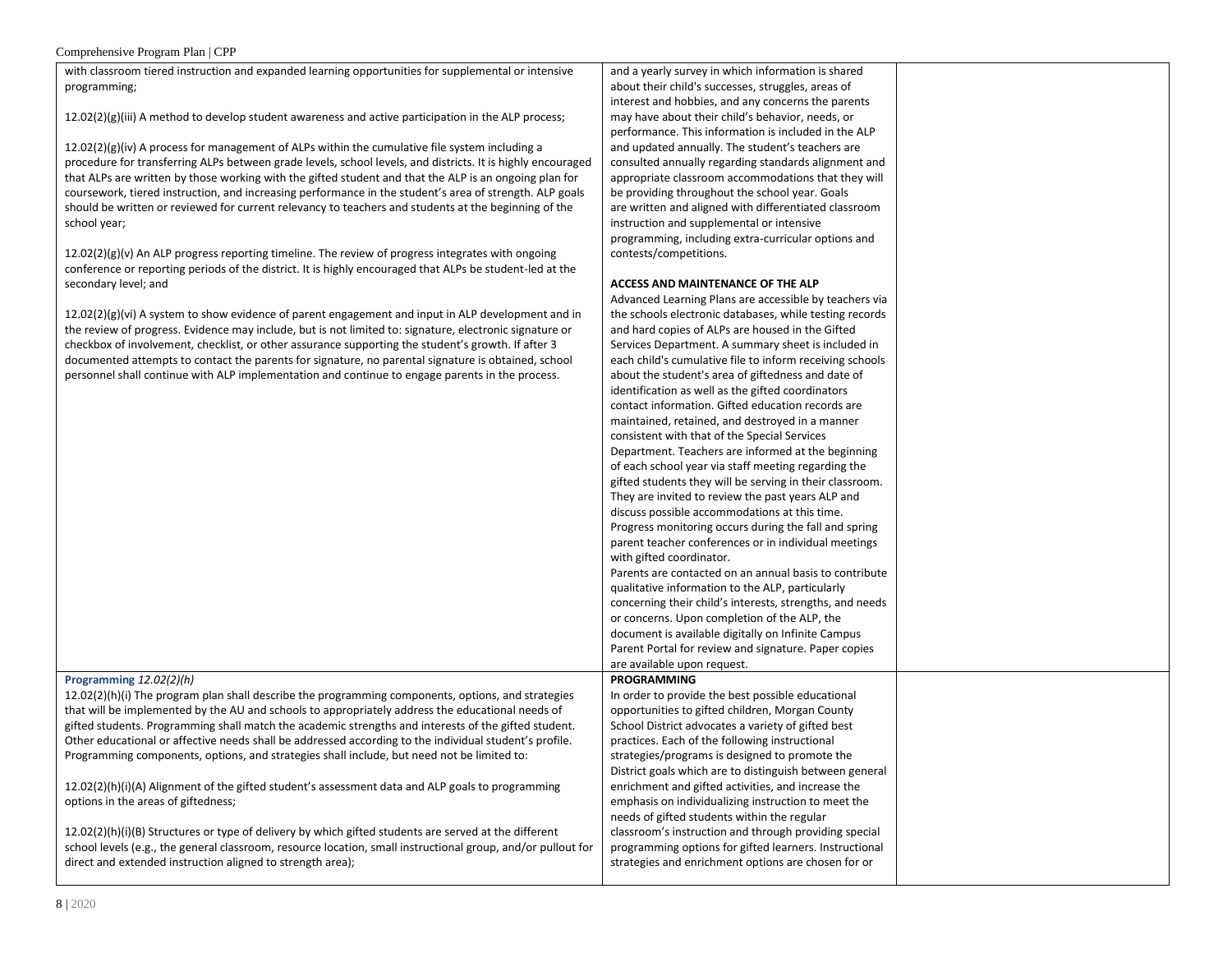| | | |
|---|---|---|
| with classroom tiered instruction and expanded learning opportunities for supplemental or intensive programming;<br><br>12.02(2)(g)(iii) A method to develop student awareness and active participation in the ALP process;<br><br>12.02(2)(g)(iv) A process for management of ALPs within the cumulative file system including a procedure for transferring ALPs between grade levels, school levels, and districts. It is highly encouraged that ALPs are written by those working with the gifted student and that the ALP is an ongoing plan for coursework, tiered instruction, and increasing performance in the student's area of strength. ALP goals should be written or reviewed for current relevancy to teachers and students at the beginning of the school year;<br><br>12.02(2)(g)(v) An ALP progress reporting timeline. The review of progress integrates with ongoing conference or reporting periods of the district. It is highly encouraged that ALPs be student-led at the secondary level; and<br><br>12.02(2)(g)(vi) A system to show evidence of parent engagement and input in ALP development and in the review of progress. Evidence may include, but is not limited to: signature, electronic signature or checkbox of involvement, checklist, or other assurance supporting the student's growth. If after 3 documented attempts to contact the parents for signature, no parental signature is obtained, school personnel shall continue with ALP implementation and continue to engage parents in the process. | and a yearly survey in which information is shared about their child's successes, struggles, areas of interest and hobbies, and any concerns the parents may have about their child's behavior, needs, or performance. This information is included in the ALP and updated annually. The student's teachers are consulted annually regarding standards alignment and appropriate classroom accommodations that they will be providing throughout the school year. Goals are written and aligned with differentiated classroom instruction and supplemental or intensive programming, including extra-curricular options and contests/competitions.<br><br>**ACCESS AND MAINTENANCE OF THE ALP**<br>Advanced Learning Plans are accessible by teachers via the schools electronic databases, while testing records and hard copies of ALPs are housed in the Gifted Services Department. A summary sheet is included in each child's cumulative file to inform receiving schools about the student's area of giftedness and date of identification as well as the gifted coordinators contact information. Gifted education records are maintained, retained, and destroyed in a manner consistent with that of the Special Services Department. Teachers are informed at the beginning of each school year via staff meeting regarding the gifted students they will be serving in their classroom. They are invited to review the past years ALP and discuss possible accommodations at this time.<br>Progress monitoring occurs during the fall and spring parent teacher conferences or in individual meetings with gifted coordinator.<br>Parents are contacted on an annual basis to contribute qualitative information to the ALP, particularly concerning their child's interests, strengths, and needs or concerns. Upon completion of the ALP, the document is available digitally on Infinite Campus Parent Portal for review and signature. Paper copies are available upon request. | |
| **Programming** *12.02(2)(h)*<br>12.02(2)(h)(i) The program plan shall describe the programming components, options, and strategies that will be implemented by the AU and schools to appropriately address the educational needs of gifted students. Programming shall match the academic strengths and interests of the gifted student. Other educational or affective needs shall be addressed according to the individual student's profile. Programming components, options, and strategies shall include, but need not be limited to:<br><br>12.02(2)(h)(i)(A) Alignment of the gifted student's assessment data and ALP goals to programming options in the areas of giftedness;<br><br>12.02(2)(h)(i)(B) Structures or type of delivery by which gifted students are served at the different school levels (e.g., the general classroom, resource location, small instructional group, and/or pullout for direct and extended instruction aligned to strength area); | **PROGRAMMING**<br>In order to provide the best possible educational opportunities to gifted children, Morgan County School District advocates a variety of gifted best practices. Each of the following instructional strategies/programs is designed to promote the District goals which are to distinguish between general enrichment and gifted activities, and increase the emphasis on individualizing instruction to meet the needs of gifted students within the regular classroom's instruction and through providing special programming options for gifted learners. Instructional strategies and enrichment options are chosen for or | |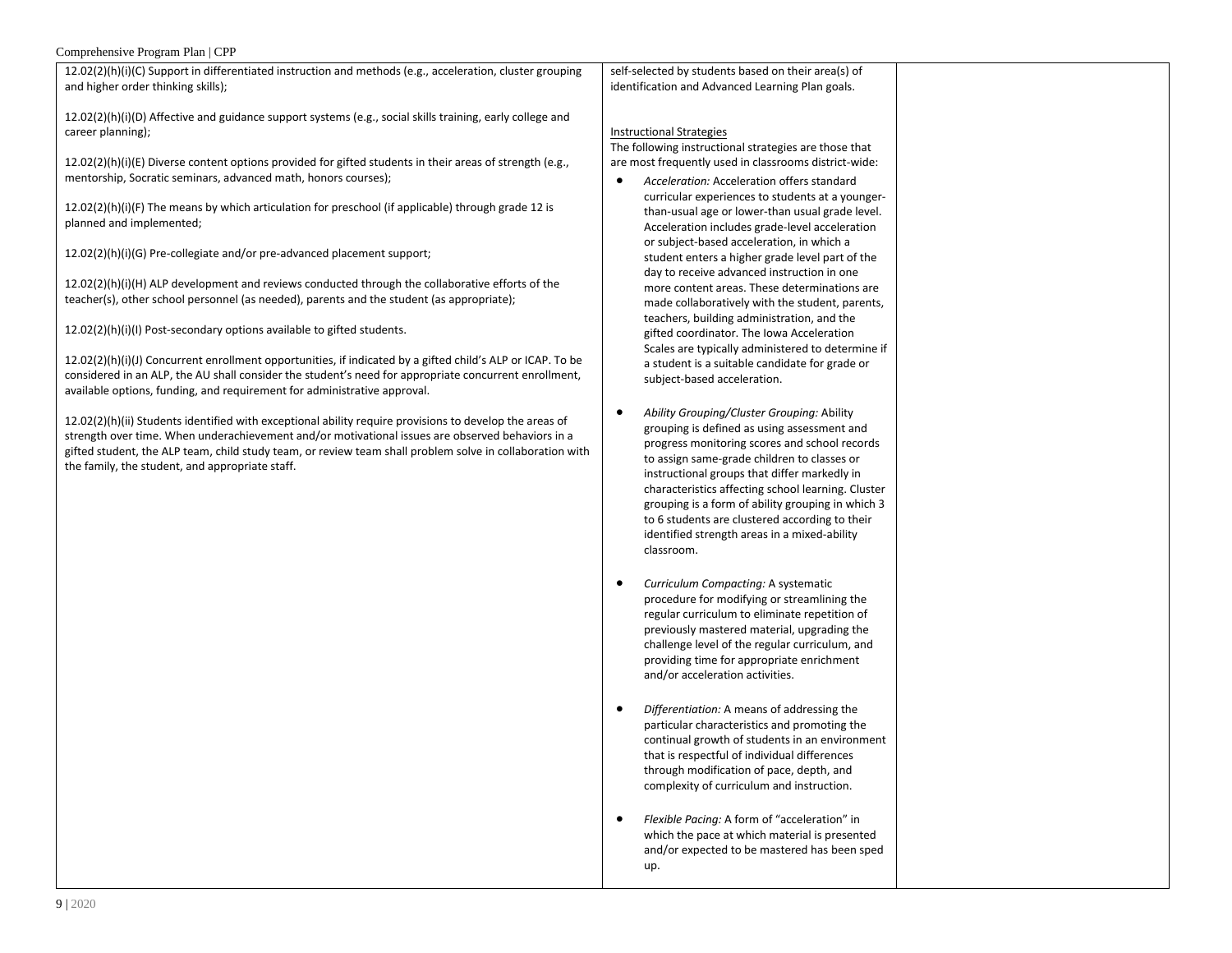| | | |
|---|---|---|
| 12.02(2)(h)(i)(C) Support in differentiated instruction and methods (e.g., acceleration, cluster grouping and higher order thinking skills);<br><br>12.02(2)(h)(i)(D) Affective and guidance support systems (e.g., social skills training, early college and career planning);<br><br>12.02(2)(h)(i)(E) Diverse content options provided for gifted students in their areas of strength (e.g., mentorship, Socratic seminars, advanced math, honors courses);<br><br>12.02(2)(h)(i)(F) The means by which articulation for preschool (if applicable) through grade 12 is planned and implemented;<br><br>12.02(2)(h)(i)(G) Pre-collegiate and/or pre-advanced placement support;<br><br>12.02(2)(h)(i)(H) ALP development and reviews conducted through the collaborative efforts of the teacher(s), other school personnel (as needed), parents and the student (as appropriate);<br><br>12.02(2)(h)(i)(I) Post-secondary options available to gifted students.<br><br>12.02(2)(h)(i)(J) Concurrent enrollment opportunities, if indicated by a gifted child's ALP or ICAP. To be considered in an ALP, the AU shall consider the student's need for appropriate concurrent enrollment, available options, funding, and requirement for administrative approval.<br><br>12.02(2)(h)(ii) Students identified with exceptional ability require provisions to develop the areas of strength over time. When underachievement and/or motivational issues are observed behaviors in a gifted student, the ALP team, child study team, or review team shall problem solve in collaboration with the family, the student, and appropriate staff. | self-selected by students based on their area(s) of identification and Advanced Learning Plan goals.<br><br>Instructional Strategies<br>The following instructional strategies are those that are most frequently used in classrooms district-wide:<br>• *Acceleration:* Acceleration offers standard curricular experiences to students at a younger-than-usual age or lower-than usual grade level. Acceleration includes grade-level acceleration or subject-based acceleration, in which a student enters a higher grade level part of the day to receive advanced instruction in one more content areas. These determinations are made collaboratively with the student, parents, teachers, building administration, and the gifted coordinator. The Iowa Acceleration Scales are typically administered to determine if a student is a suitable candidate for grade or subject-based acceleration.<br><br>• *Ability Grouping/Cluster Grouping:* Ability grouping is defined as using assessment and progress monitoring scores and school records to assign same-grade children to classes or instructional groups that differ markedly in characteristics affecting school learning. Cluster grouping is a form of ability grouping in which 3 to 6 students are clustered according to their identified strength areas in a mixed-ability classroom.<br><br>• *Curriculum Compacting:* A systematic procedure for modifying or streamlining the regular curriculum to eliminate repetition of previously mastered material, upgrading the challenge level of the regular curriculum, and providing time for appropriate enrichment and/or acceleration activities.<br><br>• *Differentiation:* A means of addressing the particular characteristics and promoting the continual growth of students in an environment that is respectful of individual differences through modification of pace, depth, and complexity of curriculum and instruction.<br><br>• *Flexible Pacing:* A form of "acceleration" in which the pace at which material is presented and/or expected to be mastered has been sped up. | |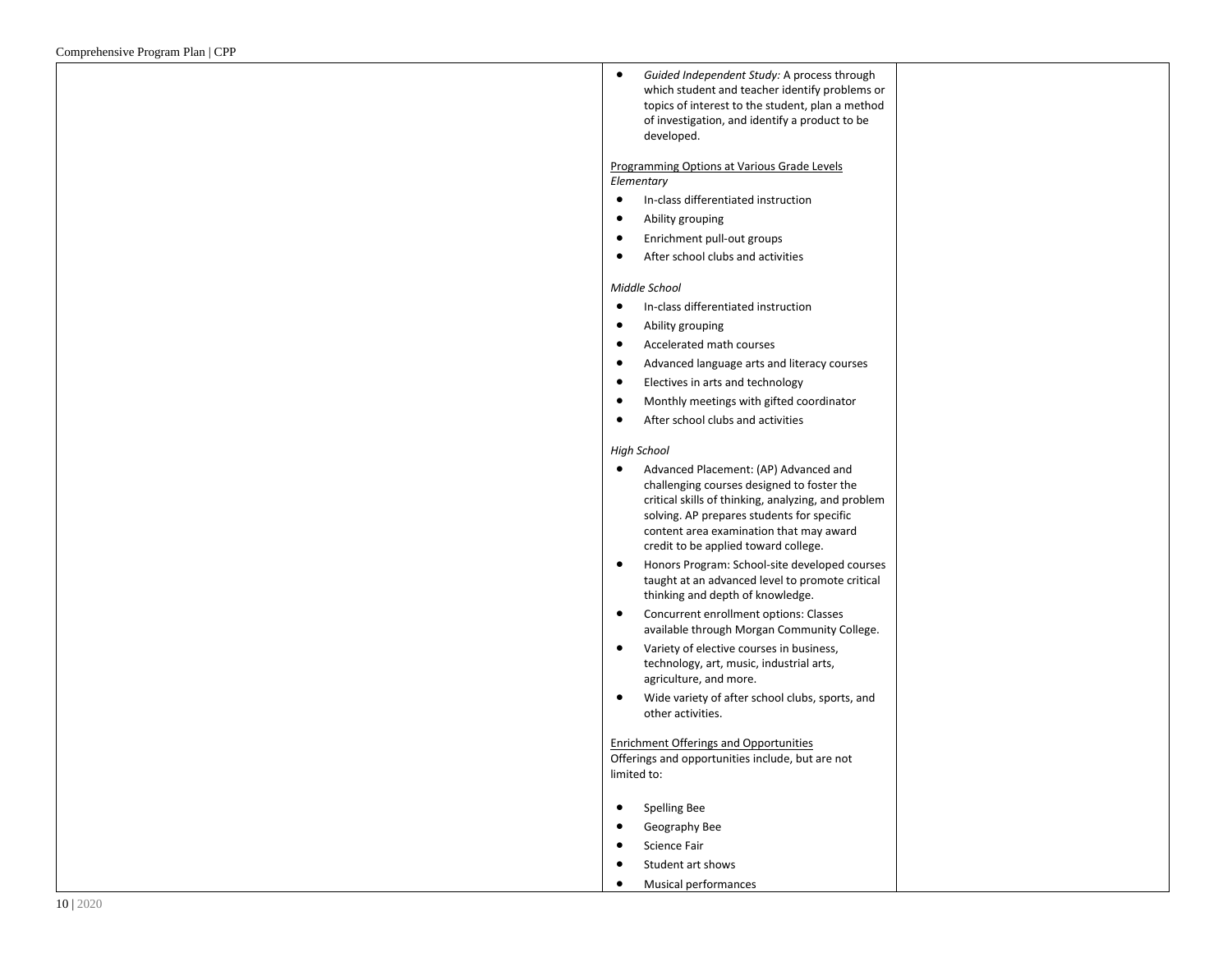- *Guided Independent Study:* A process through which student and teacher identify problems or topics of interest to the student, plan a method of investigation, and identify a product to be developed.

Programming Options at Various Grade Levels

*Elementary*

- In-class differentiated instruction
- Ability grouping
- Enrichment pull-out groups
- After school clubs and activities

*Middle School*

- In-class differentiated instruction
- Ability grouping
- Accelerated math courses
- Advanced language arts and literacy courses
- Electives in arts and technology
- Monthly meetings with gifted coordinator
- After school clubs and activities

*High School*

- Advanced Placement: (AP) Advanced and challenging courses designed to foster the critical skills of thinking, analyzing, and problem solving. AP prepares students for specific content area examination that may award credit to be applied toward college.
- Honors Program: School-site developed courses taught at an advanced level to promote critical thinking and depth of knowledge.
- Concurrent enrollment options: Classes available through Morgan Community College.
- Variety of elective courses in business, technology, art, music, industrial arts, agriculture, and more.
- Wide variety of after school clubs, sports, and other activities.

Enrichment Offerings and Opportunities

Offerings and opportunities include, but are not limited to:

- Spelling Bee
- Geography Bee
- Science Fair
- Student art shows
- Musical performances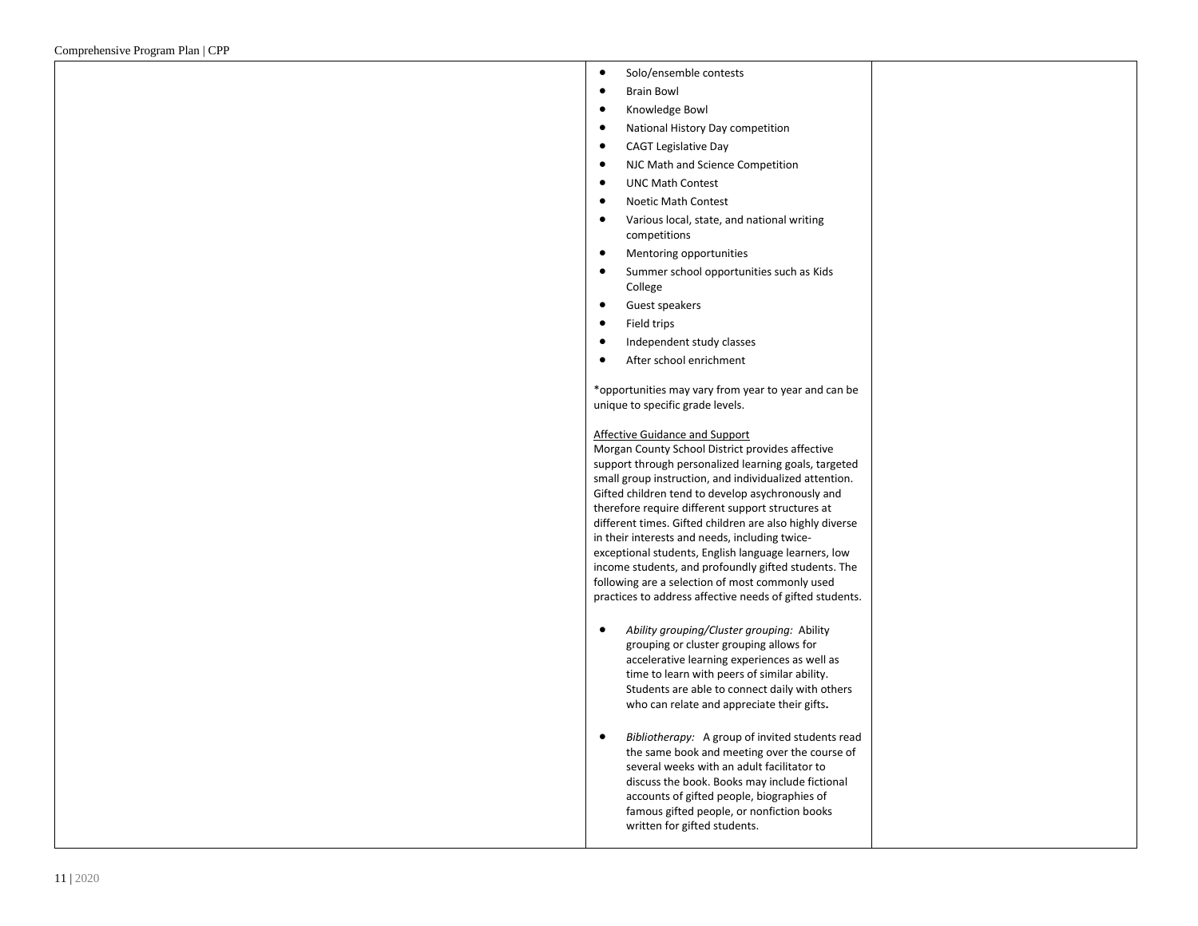| | | |
|---|---|---|
| | • Solo/ensemble contests<br>• Brain Bowl<br>• Knowledge Bowl<br>• National History Day competition<br>• CAGT Legislative Day<br>• NJC Math and Science Competition<br>• UNC Math Contest<br>• Noetic Math Contest<br>• Various local, state, and national writing competitions<br>• Mentoring opportunities<br>• Summer school opportunities such as Kids College<br>• Guest speakers<br>• Field trips<br>• Independent study classes<br>• After school enrichment<br><br>*opportunities may vary from year to year and can be unique to specific grade levels.<br><br><u>Affective Guidance and Support</u><br>Morgan County School District provides affective support through personalized learning goals, targeted small group instruction, and individualized attention. Gifted children tend to develop asychronously and therefore require different support structures at different times. Gifted children are also highly diverse in their interests and needs, including twice-exceptional students, English language learners, low income students, and profoundly gifted students. The following are a selection of most commonly used practices to address affective needs of gifted students.<br><br>• *Ability grouping/Cluster grouping:* Ability grouping or cluster grouping allows for accelerative learning experiences as well as time to learn with peers of similar ability. Students are able to connect daily with others who can relate and appreciate their gifts.<br><br>• *Bibliotherapy:* A group of invited students read the same book and meeting over the course of several weeks with an adult facilitator to discuss the book. Books may include fictional accounts of gifted people, biographies of famous gifted people, or nonfiction books written for gifted students. | |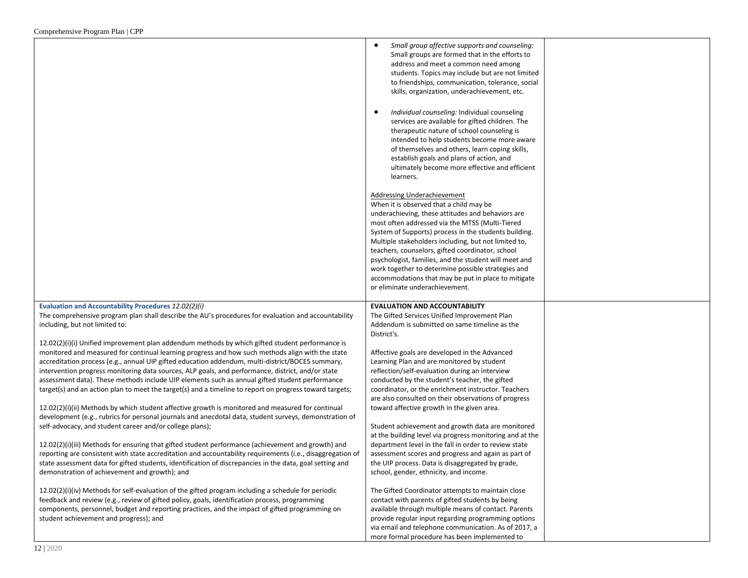| | | |
|---|---|---|
| | • *Small group affective supports and counseling:* Small groups are formed that in the efforts to address and meet a common need among students. Topics may include but are not limited to friendships, communication, tolerance, social skills, organization, underachievement, etc.<br><br>• *Individual counseling:* Individual counseling services are available for gifted children. The therapeutic nature of school counseling is intended to help students become more aware of themselves and others, learn coping skills, establish goals and plans of action, and ultimately become more effective and efficient learners.<br><br>Addressing Underachievement<br>When it is observed that a child may be underachieving, these attitudes and behaviors are most often addressed via the MTSS (Multi-Tiered System of Supports) process in the students building. Multiple stakeholders including, but not limited to, teachers, counselors, gifted coordinator, school psychologist, families, and the student will meet and work together to determine possible strategies and accommodations that may be put in place to mitigate or eliminate underachievement. | |
| **Evaluation and Accountability Procedures** *12.02(2)(i)*<br>The comprehensive program plan shall describe the AU's procedures for evaluation and accountability including, but not limited to:<br><br>12.02(2)(i)(i) Unified improvement plan addendum methods by which gifted student performance is monitored and measured for continual learning progress and how such methods align with the state accreditation process (e.g., annual UIP gifted education addendum, multi-district/BOCES summary, intervention progress monitoring data sources, ALP goals, and performance, district, and/or state assessment data). These methods include UIP elements such as annual gifted student performance target(s) and an action plan to meet the target(s) and a timeline to report on progress toward targets;<br><br>12.02(2)(i)(ii) Methods by which student affective growth is monitored and measured for continual development (e.g., rubrics for personal journals and anecdotal data, student surveys, demonstration of self-advocacy, and student career and/or college plans);<br><br>12.02(2)(i)(iii) Methods for ensuring that gifted student performance (achievement and growth) and reporting are consistent with state accreditation and accountability requirements (i.e., disaggregation of state assessment data for gifted students, identification of discrepancies in the data, goal setting and demonstration of achievement and growth); and<br><br>12.02(2)(i)(iv) Methods for self-evaluation of the gifted program including a schedule for periodic feedback and review (e.g., review of gifted policy, goals, identification process, programming components, personnel, budget and reporting practices, and the impact of gifted programming on student achievement and progress); and | **EVALUATION AND ACCOUNTABILITY**<br>The Gifted Services Unified Improvement Plan Addendum is submitted on same timeline as the District's.<br><br>Affective goals are developed in the Advanced Learning Plan and are monitored by student reflection/self-evaluation during an interview conducted by the student's teacher, the gifted coordinator, or the enrichment instructor. Teachers are also consulted on their observations of progress toward affective growth in the given area.<br><br>Student achievement and growth data are monitored at the building level via progress monitoring and at the department level in the fall in order to review state assessment scores and progress and again as part of the UIP process. Data is disaggregated by grade, school, gender, ethnicity, and income.<br><br>The Gifted Coordinator attempts to maintain close contact with parents of gifted students by being available through multiple means of contact. Parents provide regular input regarding programming options via email and telephone communication. As of 2017, a more formal procedure has been implemented to | |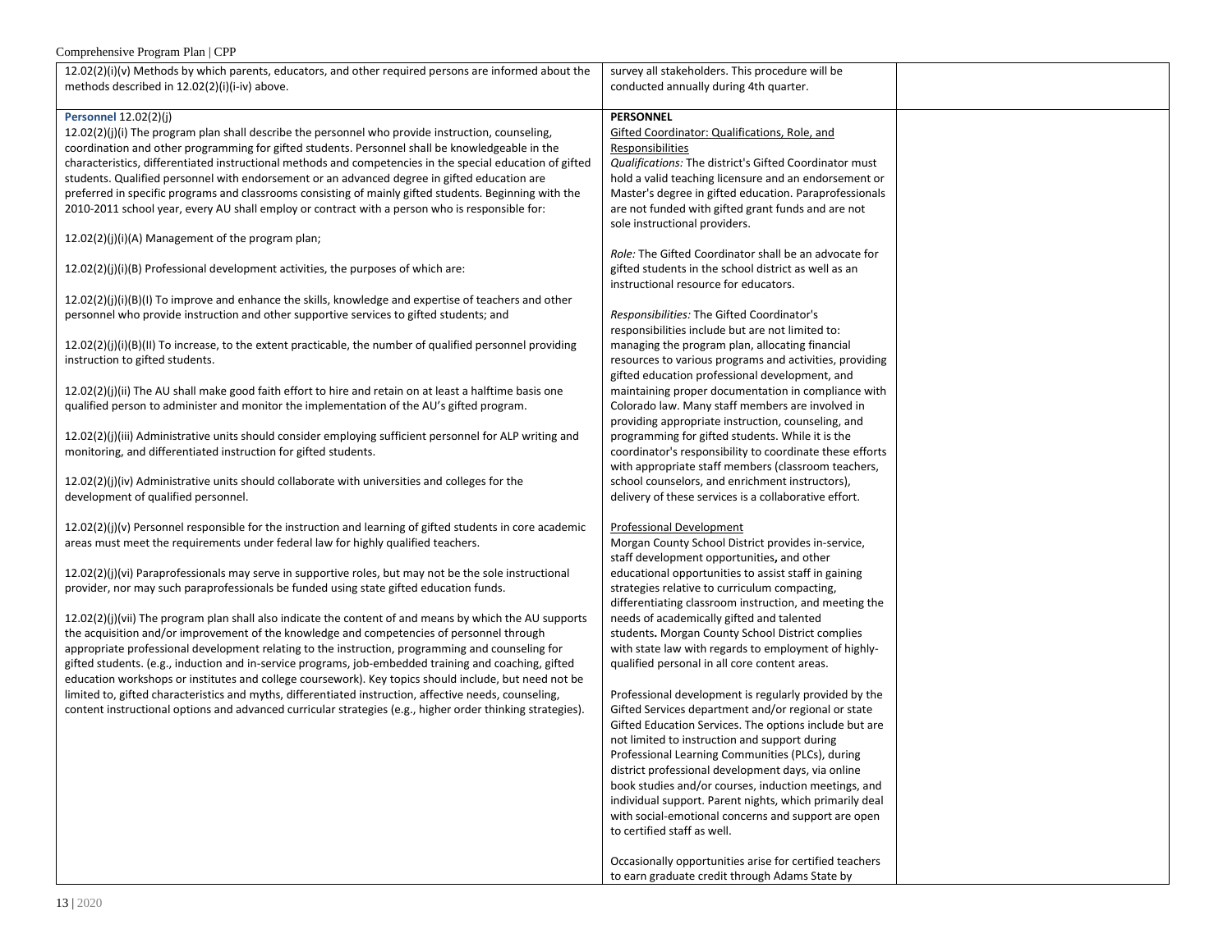| | | |
|---|---|---|
| 12.02(2)(i)(v) Methods by which parents, educators, and other required persons are informed about the methods described in 12.02(2)(i)(i-iv) above. | survey all stakeholders. This procedure will be conducted annually during 4th quarter. | |
| **Personnel** 12.02(2)(j)<br><br>12.02(2)(j)(i) The program plan shall describe the personnel who provide instruction, counseling, coordination and other programming for gifted students. Personnel shall be knowledgeable in the characteristics, differentiated instructional methods and competencies in the special education of gifted students. Qualified personnel with endorsement or an advanced degree in gifted education are preferred in specific programs and classrooms consisting of mainly gifted students. Beginning with the 2010-2011 school year, every AU shall employ or contract with a person who is responsible for:<br><br>12.02(2)(j)(i)(A) Management of the program plan;<br><br>12.02(2)(j)(i)(B) Professional development activities, the purposes of which are:<br><br>12.02(2)(j)(i)(B)(I) To improve and enhance the skills, knowledge and expertise of teachers and other personnel who provide instruction and other supportive services to gifted students; and<br><br>12.02(2)(j)(i)(B)(II) To increase, to the extent practicable, the number of qualified personnel providing instruction to gifted students.<br><br>12.02(2)(j)(ii) The AU shall make good faith effort to hire and retain on at least a halftime basis one qualified person to administer and monitor the implementation of the AU's gifted program.<br><br>12.02(2)(j)(iii) Administrative units should consider employing sufficient personnel for ALP writing and monitoring, and differentiated instruction for gifted students.<br><br>12.02(2)(j)(iv) Administrative units should collaborate with universities and colleges for the development of qualified personnel.<br><br>12.02(2)(j)(v) Personnel responsible for the instruction and learning of gifted students in core academic areas must meet the requirements under federal law for highly qualified teachers.<br><br>12.02(2)(j)(vi) Paraprofessionals may serve in supportive roles, but may not be the sole instructional provider, nor may such paraprofessionals be funded using state gifted education funds.<br><br>12.02(2)(j)(vii) The program plan shall also indicate the content of and means by which the AU supports the acquisition and/or improvement of the knowledge and competencies of personnel through appropriate professional development relating to the instruction, programming and counseling for gifted students. (e.g., induction and in-service programs, job-embedded training and coaching, gifted education workshops or institutes and college coursework). Key topics should include, but need not be limited to, gifted characteristics and myths, differentiated instruction, affective needs, counseling, content instructional options and advanced curricular strategies (e.g., higher order thinking strategies). | **PERSONNEL**<br><br>Gifted Coordinator: Qualifications, Role, and Responsibilities<br><br>*Qualifications:* The district's Gifted Coordinator must hold a valid teaching licensure and an endorsement or Master's degree in gifted education. Paraprofessionals are not funded with gifted grant funds and are not sole instructional providers.<br><br>*Role:* The Gifted Coordinator shall be an advocate for gifted students in the school district as well as an instructional resource for educators.<br><br>*Responsibilities:* The Gifted Coordinator's responsibilities include but are not limited to: managing the program plan, allocating financial resources to various programs and activities, providing gifted education professional development, and maintaining proper documentation in compliance with Colorado law. Many staff members are involved in providing appropriate instruction, counseling, and programming for gifted students. While it is the coordinator's responsibility to coordinate these efforts with appropriate staff members (classroom teachers, school counselors, and enrichment instructors), delivery of these services is a collaborative effort.<br><br>Professional Development<br><br>Morgan County School District provides in-service, staff development opportunities**,** and other educational opportunities to assist staff in gaining strategies relative to curriculum compacting, differentiating classroom instruction, and meeting the needs of academically gifted and talented students**.** Morgan County School District complies with state law with regards to employment of highly-qualified personal in all core content areas.<br><br>Professional development is regularly provided by the Gifted Services department and/or regional or state Gifted Education Services. The options include but are not limited to instruction and support during Professional Learning Communities (PLCs), during district professional development days, via online book studies and/or courses, induction meetings, and individual support. Parent nights, which primarily deal with social-emotional concerns and support are open to certified staff as well.<br><br>Occasionally opportunities arise for certified teachers to earn graduate credit through Adams State by | |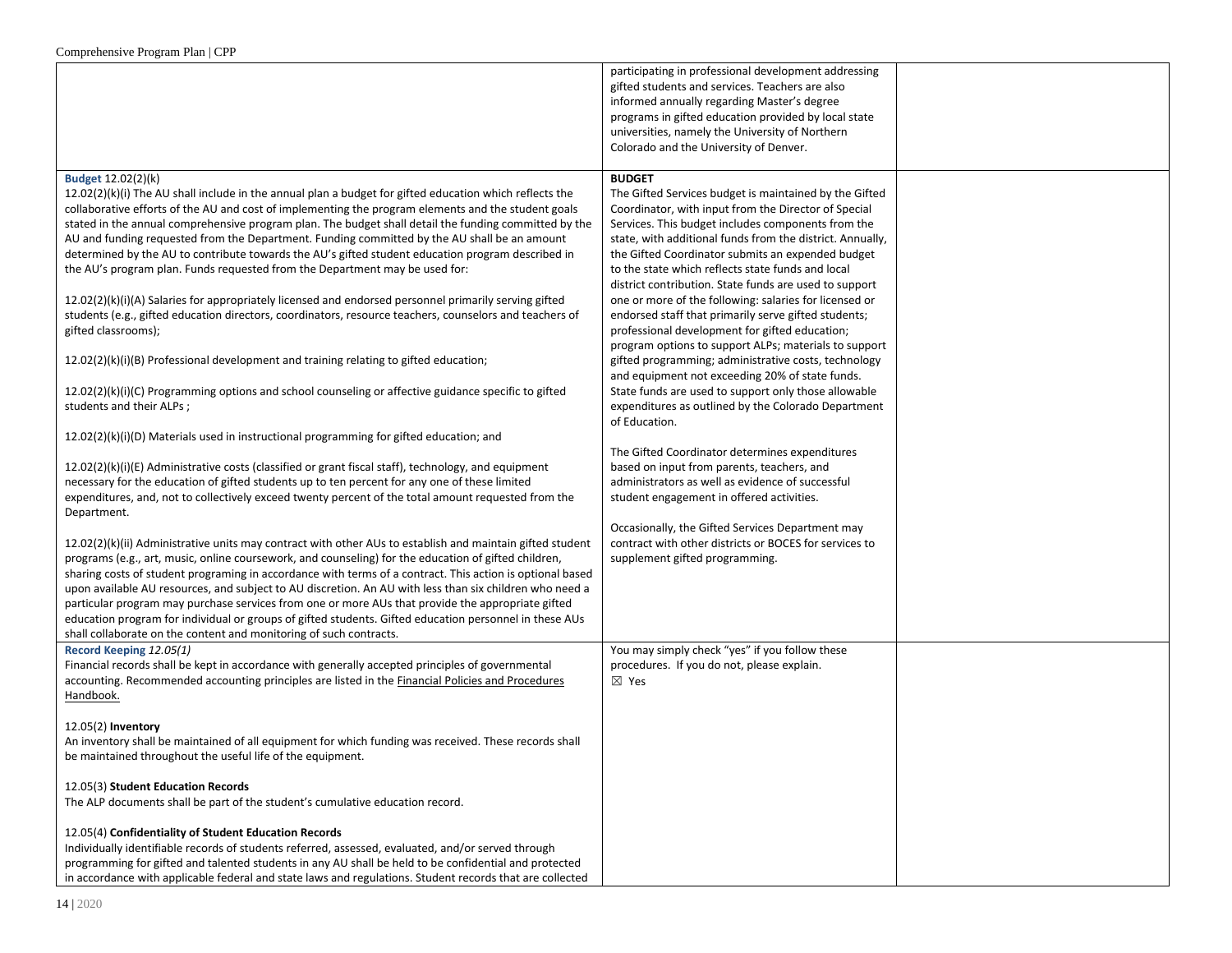| | | |
|---|---|---|
| | participating in professional development addressing gifted students and services. Teachers are also informed annually regarding Master's degree programs in gifted education provided by local state universities, namely the University of Northern Colorado and the University of Denver. | |
| **Budget** 12.02(2)(k)<br>12.02(2)(k)(i) The AU shall include in the annual plan a budget for gifted education which reflects the collaborative efforts of the AU and cost of implementing the program elements and the student goals stated in the annual comprehensive program plan. The budget shall detail the funding committed by the AU and funding requested from the Department. Funding committed by the AU shall be an amount determined by the AU to contribute towards the AU's gifted student education program described in the AU's program plan. Funds requested from the Department may be used for:<br><br>12.02(2)(k)(i)(A) Salaries for appropriately licensed and endorsed personnel primarily serving gifted students (e.g., gifted education directors, coordinators, resource teachers, counselors and teachers of gifted classrooms);<br><br>12.02(2)(k)(i)(B) Professional development and training relating to gifted education;<br><br>12.02(2)(k)(i)(C) Programming options and school counseling or affective guidance specific to gifted students and their ALPs ;<br><br>12.02(2)(k)(i)(D) Materials used in instructional programming for gifted education; and<br><br>12.02(2)(k)(i)(E) Administrative costs (classified or grant fiscal staff), technology, and equipment necessary for the education of gifted students up to ten percent for any one of these limited expenditures, and, not to collectively exceed twenty percent of the total amount requested from the Department.<br><br>12.02(2)(k)(ii) Administrative units may contract with other AUs to establish and maintain gifted student programs (e.g., art, music, online coursework, and counseling) for the education of gifted children, sharing costs of student programing in accordance with terms of a contract. This action is optional based upon available AU resources, and subject to AU discretion. An AU with less than six children who need a particular program may purchase services from one or more AUs that provide the appropriate gifted education program for individual or groups of gifted students. Gifted education personnel in these AUs shall collaborate on the content and monitoring of such contracts. | **BUDGET**<br>The Gifted Services budget is maintained by the Gifted Coordinator, with input from the Director of Special Services. This budget includes components from the state, with additional funds from the district. Annually, the Gifted Coordinator submits an expended budget to the state which reflects state funds and local district contribution. State funds are used to support one or more of the following: salaries for licensed or endorsed staff that primarily serve gifted students; professional development for gifted education; program options to support ALPs; materials to support gifted programming; administrative costs, technology and equipment not exceeding 20% of state funds. State funds are used to support only those allowable expenditures as outlined by the Colorado Department of Education.<br><br>The Gifted Coordinator determines expenditures based on input from parents, teachers, and administrators as well as evidence of successful student engagement in offered activities.<br><br>Occasionally, the Gifted Services Department may contract with other districts or BOCES for services to supplement gifted programming. | |
| **Record Keeping** *12.05(1)*<br>Financial records shall be kept in accordance with generally accepted principles of governmental accounting. Recommended accounting principles are listed in the Financial Policies and Procedures Handbook.<br><br>12.05(2) **Inventory**<br>An inventory shall be maintained of all equipment for which funding was received. These records shall be maintained throughout the useful life of the equipment.<br><br>12.05(3) **Student Education Records**<br>The ALP documents shall be part of the student's cumulative education record.<br><br>12.05(4) **Confidentiality of Student Education Records**<br>Individually identifiable records of students referred, assessed, evaluated, and/or served through programming for gifted and talented students in any AU shall be held to be confidential and protected in accordance with applicable federal and state laws and regulations. Student records that are collected | You may simply check "yes" if you follow these procedures. If you do not, please explain.<br>☒ Yes | |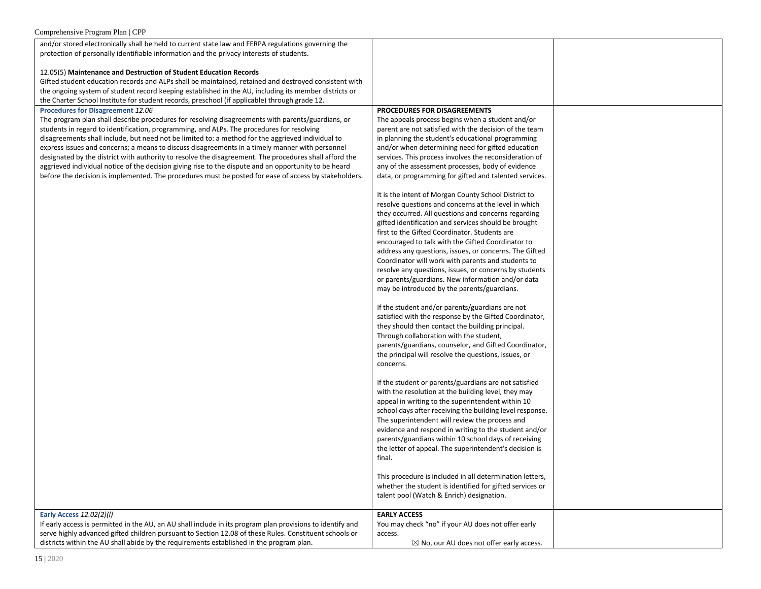| | | |
|---|---|---|
| and/or stored electronically shall be held to current state law and FERPA regulations governing the protection of personally identifiable information and the privacy interests of students.<br><br>12.05(5) **Maintenance and Destruction of Student Education Records**<br>Gifted student education records and ALPs shall be maintained, retained and destroyed consistent with the ongoing system of student record keeping established in the AU, including its member districts or the Charter School Institute for student records, preschool (if applicable) through grade 12. | | |
| **Procedures for Disagreement** *12.06*<br>The program plan shall describe procedures for resolving disagreements with parents/guardians, or students in regard to identification, programming, and ALPs. The procedures for resolving disagreements shall include, but need not be limited to: a method for the aggrieved individual to express issues and concerns; a means to discuss disagreements in a timely manner with personnel designated by the district with authority to resolve the disagreement. The procedures shall afford the aggrieved individual notice of the decision giving rise to the dispute and an opportunity to be heard before the decision is implemented. The procedures must be posted for ease of access by stakeholders. | **PROCEDURES FOR DISAGREEMENTS**<br>The appeals process begins when a student and/or parent are not satisfied with the decision of the team in planning the student's educational programming and/or when determining need for gifted education services. This process involves the reconsideration of any of the assessment processes, body of evidence data, or programming for gifted and talented services.<br><br>It is the intent of Morgan County School District to resolve questions and concerns at the level in which they occurred. All questions and concerns regarding gifted identification and services should be brought first to the Gifted Coordinator. Students are encouraged to talk with the Gifted Coordinator to address any questions, issues, or concerns. The Gifted Coordinator will work with parents and students to resolve any questions, issues, or concerns by students or parents/guardians. New information and/or data may be introduced by the parents/guardians.<br><br>If the student and/or parents/guardians are not satisfied with the response by the Gifted Coordinator, they should then contact the building principal. Through collaboration with the student, parents/guardians, counselor, and Gifted Coordinator, the principal will resolve the questions, issues, or concerns.<br><br>If the student or parents/guardians are not satisfied with the resolution at the building level, they may appeal in writing to the superintendent within 10 school days after receiving the building level response. The superintendent will review the process and evidence and respond in writing to the student and/or parents/guardians within 10 school days of receiving the letter of appeal. The superintendent's decision is final.<br><br>This procedure is included in all determination letters, whether the student is identified for gifted services or talent pool (Watch & Enrich) designation. | |
| **Early Access** *12.02(2)(l)*<br>If early access is permitted in the AU, an AU shall include in its program plan provisions to identify and serve highly advanced gifted children pursuant to Section 12.08 of these Rules. Constituent schools or districts within the AU shall abide by the requirements established in the program plan. | **EARLY ACCESS**<br>You may check "no" if your AU does not offer early access.<br>☒ No, our AU does not offer early access. | |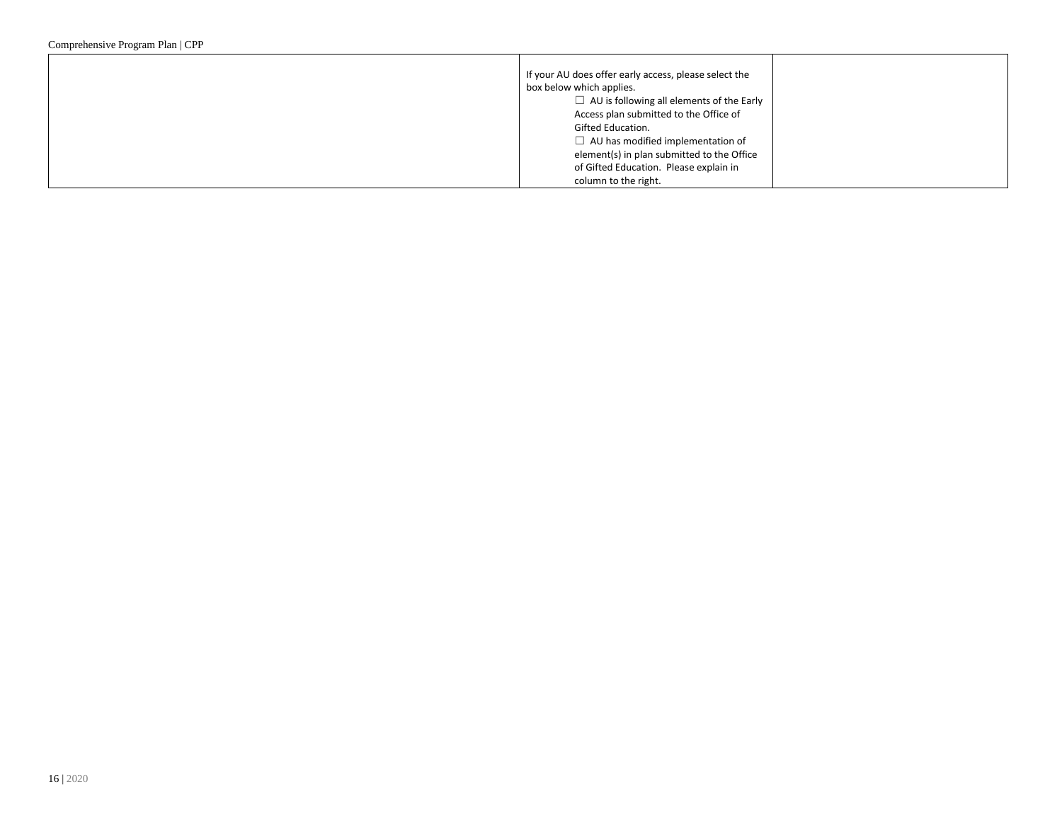| | | |
|---|---|---|
| | If your AU does offer early access, please select the box below which applies.<br>☐ AU is following all elements of the Early Access plan submitted to the Office of Gifted Education.<br>☐ AU has modified implementation of element(s) in plan submitted to the Office of Gifted Education. Please explain in column to the right. | |